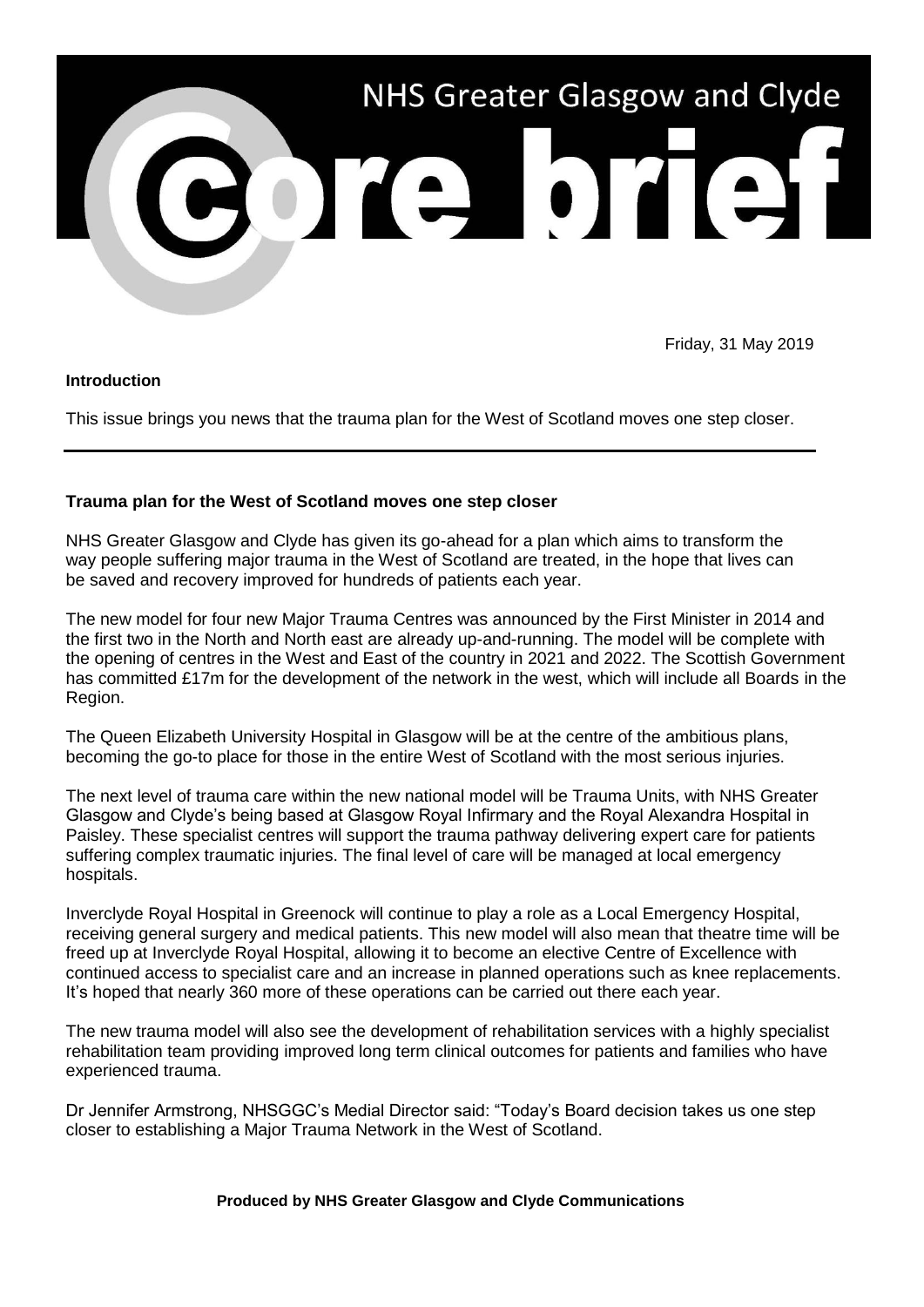# NHS Greater Glasgow and Clyde

# core brief

Friday, 31 May 2019

**Introduction**

This issue brings you news that the trauma plan for the West of Scotland moves one step closer.

---

## Trauma plan for the West of Scotland moves one step closer

NHS Greater Glasgow and Clyde has given its go-ahead for a plan which aims to transform the way people suffering major trauma in the West of Scotland are treated, in the hope that lives can be saved and recovery improved for hundreds of patients each year.

The new model for four new Major Trauma Centres was announced by the First Minister in 2014 and the first two in the North and North east are already up-and-running. The model will be complete with the opening of centres in the West and East of the country in 2021 and 2022. The Scottish Government has committed £17m for the development of the network in the west, which will include all Boards in the Region.

The Queen Elizabeth University Hospital in Glasgow will be at the centre of the ambitious plans, becoming the go-to place for those in the entire West of Scotland with the most serious injuries.

The next level of trauma care within the new national model will be Trauma Units, with NHS Greater Glasgow and Clyde's being based at Glasgow Royal Infirmary and the Royal Alexandra Hospital in Paisley. These specialist centres will support the trauma pathway delivering expert care for patients suffering complex traumatic injuries. The final level of care will be managed at local emergency hospitals.

Inverclyde Royal Hospital in Greenock will continue to play a role as a Local Emergency Hospital, receiving general surgery and medical patients. This new model will also mean that theatre time will be freed up at Inverclyde Royal Hospital, allowing it to become an elective Centre of Excellence with continued access to specialist care and an increase in planned operations such as knee replacements. It's hoped that nearly 360 more of these operations can be carried out there each year.

The new trauma model will also see the development of rehabilitation services with a highly specialist rehabilitation team providing improved long term clinical outcomes for patients and families who have experienced trauma.

Dr Jennifer Armstrong, NHSGGC's Medial Director said: "Today's Board decision takes us one step closer to establishing a Major Trauma Network in the West of Scotland.

**Produced by NHS Greater Glasgow and Clyde Communications**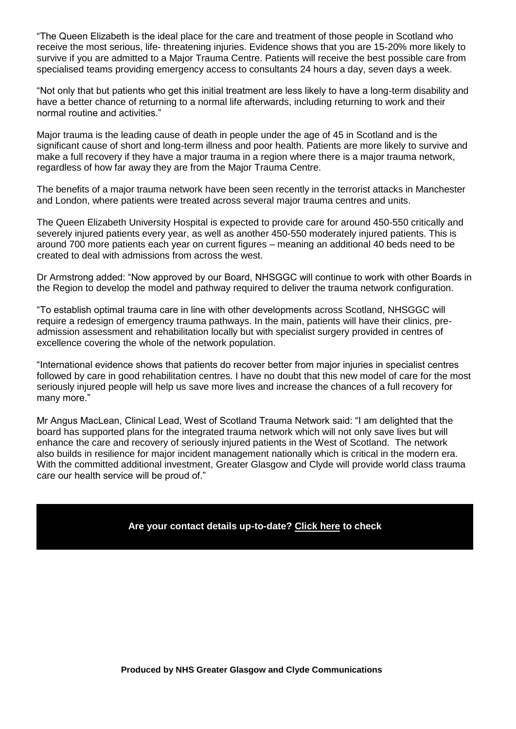"The Queen Elizabeth is the ideal place for the care and treatment of those people in Scotland who receive the most serious, life- threatening injuries. Evidence shows that you are 15-20% more likely to survive if you are admitted to a Major Trauma Centre. Patients will receive the best possible care from specialised teams providing emergency access to consultants 24 hours a day, seven days a week.

"Not only that but patients who get this initial treatment are less likely to have a long-term disability and have a better chance of returning to a normal life afterwards, including returning to work and their normal routine and activities."

Major trauma is the leading cause of death in people under the age of 45 in Scotland and is the significant cause of short and long-term illness and poor health. Patients are more likely to survive and make a full recovery if they have a major trauma in a region where there is a major trauma network, regardless of how far away they are from the Major Trauma Centre.

The benefits of a major trauma network have been seen recently in the terrorist attacks in Manchester and London, where patients were treated across several major trauma centres and units.

The Queen Elizabeth University Hospital is expected to provide care for around 450-550 critically and severely injured patients every year, as well as another 450-550 moderately injured patients. This is around 700 more patients each year on current figures – meaning an additional 40 beds need to be created to deal with admissions from across the west.

Dr Armstrong added: "Now approved by our Board, NHSGGC will continue to work with other Boards in the Region to develop the model and pathway required to deliver the trauma network configuration.

"To establish optimal trauma care in line with other developments across Scotland, NHSGGC will require a redesign of emergency trauma pathways. In the main, patients will have their clinics, pre-admission assessment and rehabilitation locally but with specialist surgery provided in centres of excellence covering the whole of the network population.

"International evidence shows that patients do recover better from major injuries in specialist centres followed by care in good rehabilitation centres. I have no doubt that this new model of care for the most seriously injured people will help us save more lives and increase the chances of a full recovery for many more."

Mr Angus MacLean, Clinical Lead, West of Scotland Trauma Network said: "I am delighted that the board has supported plans for the integrated trauma network which will not only save lives but will enhance the care and recovery of seriously injured patients in the West of Scotland. The network also builds in resilience for major incident management nationally which is critical in the modern era. With the committed additional investment, Greater Glasgow and Clyde will provide world class trauma care our health service will be proud of."

**Are your contact details up-to-date? Click here to check**

**Produced by NHS Greater Glasgow and Clyde Communications**